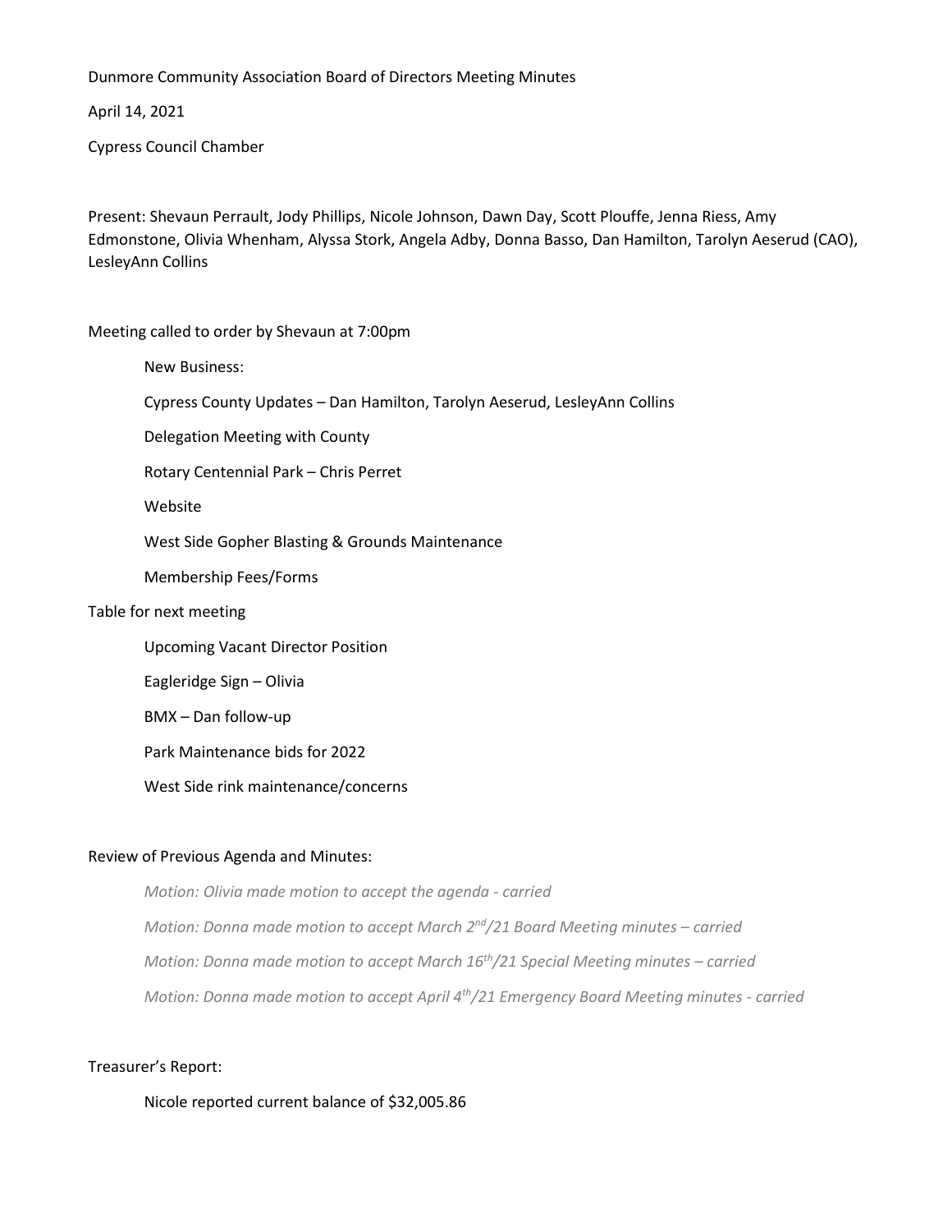Dunmore Community Association Board of Directors Meeting Minutes

April 14, 2021

Cypress Council Chamber

Present: Shevaun Perrault, Jody Phillips, Nicole Johnson, Dawn Day, Scott Plouffe, Jenna Riess, Amy Edmonstone, Olivia Whenham, Alyssa Stork, Angela Adby, Donna Basso, Dan Hamilton, Tarolyn Aeserud (CAO), LesleyAnn Collins

Meeting called to order by Shevaun at 7:00pm

New Business:

- Cypress County Updates – Dan Hamilton, Tarolyn Aeserud, LesleyAnn Collins
- Delegation Meeting with County
- Rotary Centennial Park – Chris Perret
- Website
- West Side Gopher Blasting & Grounds Maintenance
- Membership Fees/Forms

Table for next meeting

- Upcoming Vacant Director Position
- Eagleridge Sign – Olivia
- BMX – Dan follow-up
- Park Maintenance bids for 2022
- West Side rink maintenance/concerns

Review of Previous Agenda and Minutes:

*Motion: Olivia made motion to accept the agenda - carried*

*Motion: Donna made motion to accept March 2nd/21 Board Meeting minutes – carried*

*Motion: Donna made motion to accept March 16th/21 Special Meeting minutes – carried*

*Motion: Donna made motion to accept April 4th/21 Emergency Board Meeting minutes - carried*

Treasurer's Report:

Nicole reported current balance of $32,005.86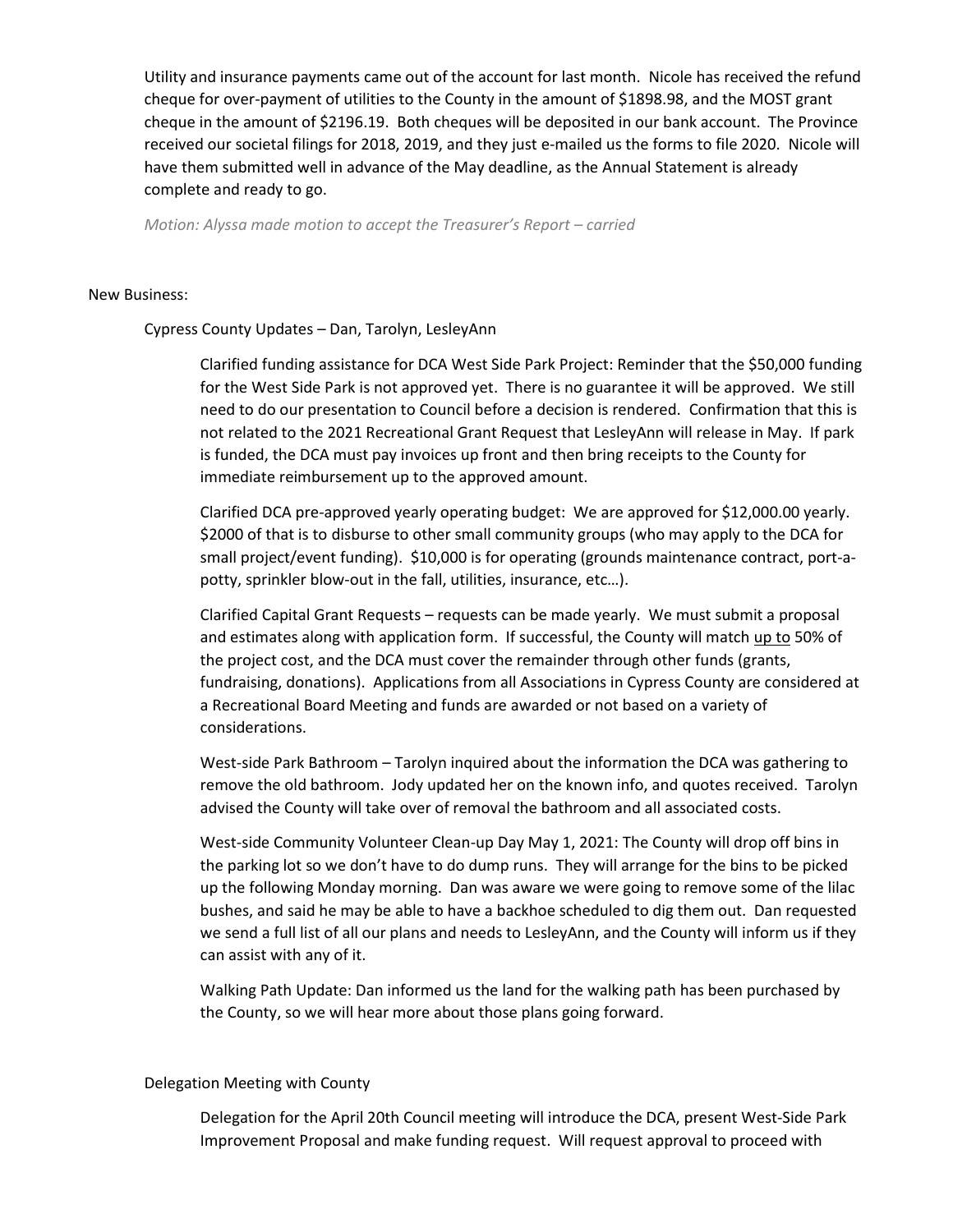Utility and insurance payments came out of the account for last month. Nicole has received the refund cheque for over-payment of utilities to the County in the amount of $1898.98, and the MOST grant cheque in the amount of $2196.19. Both cheques will be deposited in our bank account. The Province received our societal filings for 2018, 2019, and they just e-mailed us the forms to file 2020. Nicole will have them submitted well in advance of the May deadline, as the Annual Statement is already complete and ready to go.

*Motion: Alyssa made motion to accept the Treasurer's Report – carried*

New Business:

Cypress County Updates – Dan, Tarolyn, LesleyAnn

Clarified funding assistance for DCA West Side Park Project: Reminder that the $50,000 funding for the West Side Park is not approved yet. There is no guarantee it will be approved. We still need to do our presentation to Council before a decision is rendered. Confirmation that this is not related to the 2021 Recreational Grant Request that LesleyAnn will release in May. If park is funded, the DCA must pay invoices up front and then bring receipts to the County for immediate reimbursement up to the approved amount.

Clarified DCA pre-approved yearly operating budget: We are approved for $12,000.00 yearly. $2000 of that is to disburse to other small community groups (who may apply to the DCA for small project/event funding). $10,000 is for operating (grounds maintenance contract, port-a-potty, sprinkler blow-out in the fall, utilities, insurance, etc…).

Clarified Capital Grant Requests – requests can be made yearly. We must submit a proposal and estimates along with application form. If successful, the County will match <u>up to</u> 50% of the project cost, and the DCA must cover the remainder through other funds (grants, fundraising, donations). Applications from all Associations in Cypress County are considered at a Recreational Board Meeting and funds are awarded or not based on a variety of considerations.

West-side Park Bathroom – Tarolyn inquired about the information the DCA was gathering to remove the old bathroom. Jody updated her on the known info, and quotes received. Tarolyn advised the County will take over of removal the bathroom and all associated costs.

West-side Community Volunteer Clean-up Day May 1, 2021: The County will drop off bins in the parking lot so we don't have to do dump runs. They will arrange for the bins to be picked up the following Monday morning. Dan was aware we were going to remove some of the lilac bushes, and said he may be able to have a backhoe scheduled to dig them out. Dan requested we send a full list of all our plans and needs to LesleyAnn, and the County will inform us if they can assist with any of it.

Walking Path Update: Dan informed us the land for the walking path has been purchased by the County, so we will hear more about those plans going forward.

Delegation Meeting with County

Delegation for the April 20th Council meeting will introduce the DCA, present West-Side Park Improvement Proposal and make funding request. Will request approval to proceed with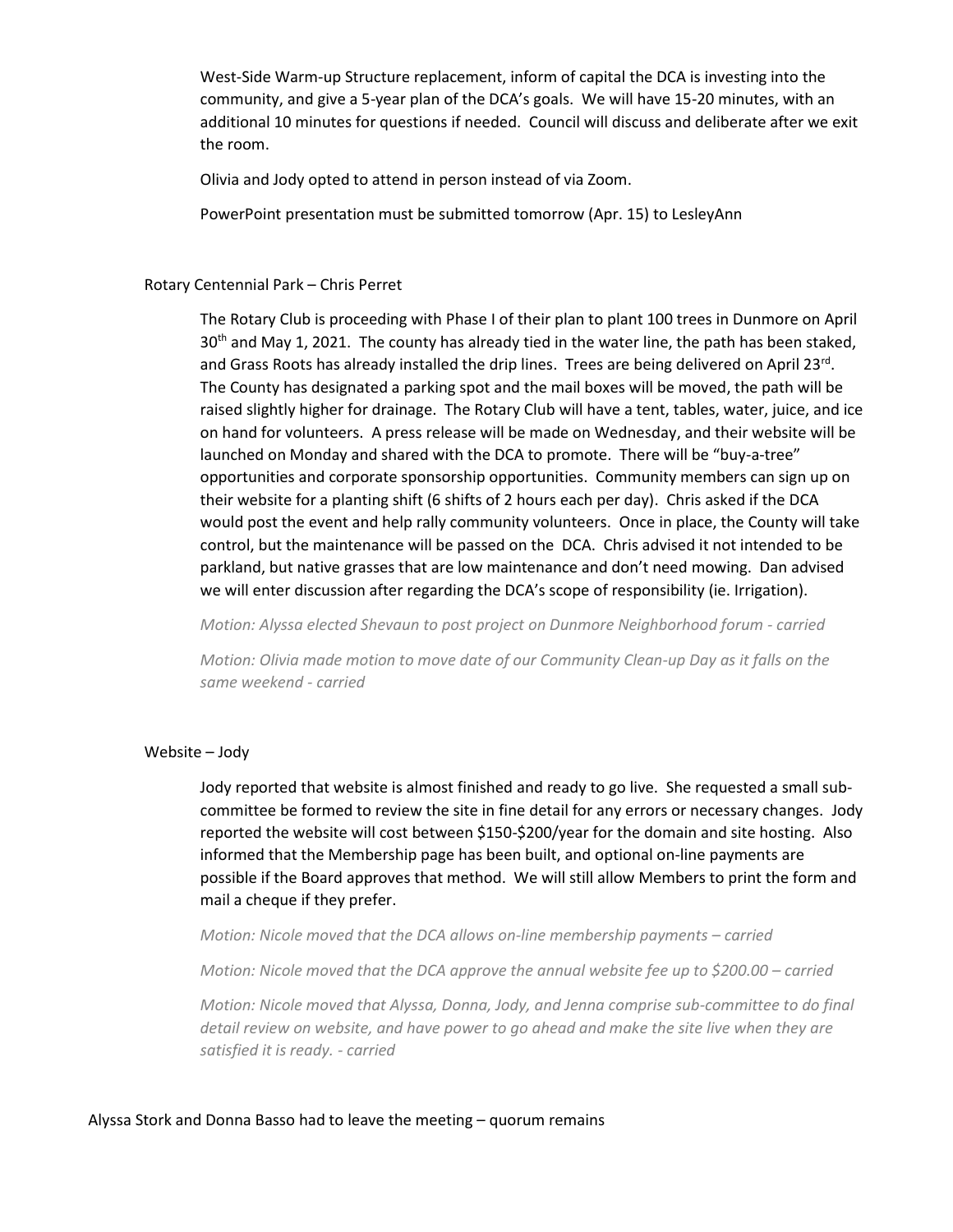West-Side Warm-up Structure replacement, inform of capital the DCA is investing into the community, and give a 5-year plan of the DCA's goals. We will have 15-20 minutes, with an additional 10 minutes for questions if needed. Council will discuss and deliberate after we exit the room.

Olivia and Jody opted to attend in person instead of via Zoom.

PowerPoint presentation must be submitted tomorrow (Apr. 15) to LesleyAnn

Rotary Centennial Park – Chris Perret

The Rotary Club is proceeding with Phase I of their plan to plant 100 trees in Dunmore on April 30th and May 1, 2021. The county has already tied in the water line, the path has been staked, and Grass Roots has already installed the drip lines. Trees are being delivered on April 23rd. The County has designated a parking spot and the mail boxes will be moved, the path will be raised slightly higher for drainage. The Rotary Club will have a tent, tables, water, juice, and ice on hand for volunteers. A press release will be made on Wednesday, and their website will be launched on Monday and shared with the DCA to promote. There will be "buy-a-tree" opportunities and corporate sponsorship opportunities. Community members can sign up on their website for a planting shift (6 shifts of 2 hours each per day). Chris asked if the DCA would post the event and help rally community volunteers. Once in place, the County will take control, but the maintenance will be passed on the DCA. Chris advised it not intended to be parkland, but native grasses that are low maintenance and don't need mowing. Dan advised we will enter discussion after regarding the DCA's scope of responsibility (ie. Irrigation).

*Motion: Alyssa elected Shevaun to post project on Dunmore Neighborhood forum - carried*

*Motion: Olivia made motion to move date of our Community Clean-up Day as it falls on the same weekend - carried*

Website – Jody

Jody reported that website is almost finished and ready to go live. She requested a small sub-committee be formed to review the site in fine detail for any errors or necessary changes. Jody reported the website will cost between $150-$200/year for the domain and site hosting. Also informed that the Membership page has been built, and optional on-line payments are possible if the Board approves that method. We will still allow Members to print the form and mail a cheque if they prefer.

*Motion: Nicole moved that the DCA allows on-line membership payments – carried*

*Motion: Nicole moved that the DCA approve the annual website fee up to $200.00 – carried*

*Motion: Nicole moved that Alyssa, Donna, Jody, and Jenna comprise sub-committee to do final detail review on website, and have power to go ahead and make the site live when they are satisfied it is ready. - carried*

Alyssa Stork and Donna Basso had to leave the meeting – quorum remains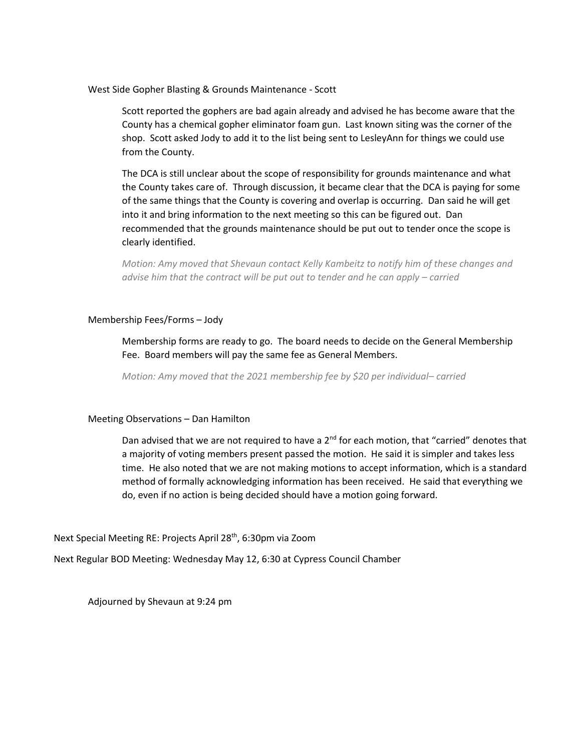West Side Gopher Blasting & Grounds Maintenance - Scott

Scott reported the gophers are bad again already and advised he has become aware that the County has a chemical gopher eliminator foam gun. Last known siting was the corner of the shop. Scott asked Jody to add it to the list being sent to LesleyAnn for things we could use from the County.

The DCA is still unclear about the scope of responsibility for grounds maintenance and what the County takes care of. Through discussion, it became clear that the DCA is paying for some of the same things that the County is covering and overlap is occurring. Dan said he will get into it and bring information to the next meeting so this can be figured out. Dan recommended that the grounds maintenance should be put out to tender once the scope is clearly identified.

*Motion: Amy moved that Shevaun contact Kelly Kambeitz to notify him of these changes and advise him that the contract will be put out to tender and he can apply – carried*

Membership Fees/Forms – Jody

Membership forms are ready to go. The board needs to decide on the General Membership Fee. Board members will pay the same fee as General Members.

*Motion: Amy moved that the 2021 membership fee by $20 per individual– carried*

Meeting Observations – Dan Hamilton

Dan advised that we are not required to have a 2nd for each motion, that "carried" denotes that a majority of voting members present passed the motion. He said it is simpler and takes less time. He also noted that we are not making motions to accept information, which is a standard method of formally acknowledging information has been received. He said that everything we do, even if no action is being decided should have a motion going forward.

Next Special Meeting RE: Projects April 28th, 6:30pm via Zoom

Next Regular BOD Meeting: Wednesday May 12, 6:30 at Cypress Council Chamber

Adjourned by Shevaun at 9:24 pm